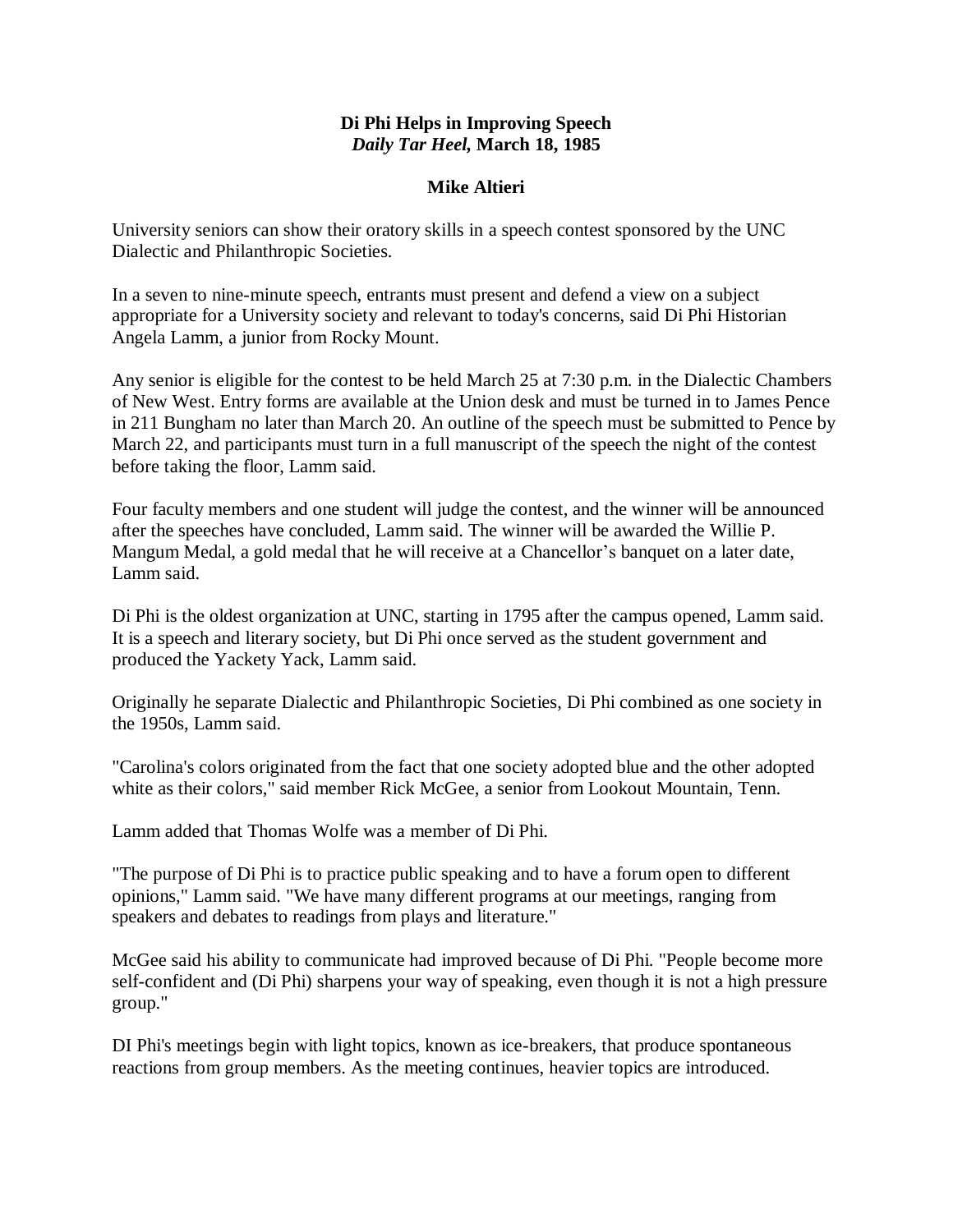**Di Phi Helps in Improving Speech**
***Daily Tar Heel*, March 18, 1985**

**Mike Altieri**

University seniors can show their oratory skills in a speech contest sponsored by the UNC Dialectic and Philanthropic Societies.

In a seven to nine-minute speech, entrants must present and defend a view on a subject appropriate for a University society and relevant to today's concerns, said Di Phi Historian Angela Lamm, a junior from Rocky Mount.

Any senior is eligible for the contest to be held March 25 at 7:30 p.m. in the Dialectic Chambers of New West. Entry forms are available at the Union desk and must be turned in to James Pence in 211 Bungham no later than March 20. An outline of the speech must be submitted to Pence by March 22, and participants must turn in a full manuscript of the speech the night of the contest before taking the floor, Lamm said.

Four faculty members and one student will judge the contest, and the winner will be announced after the speeches have concluded, Lamm said. The winner will be awarded the Willie P. Mangum Medal, a gold medal that he will receive at a Chancellor's banquet on a later date, Lamm said.

Di Phi is the oldest organization at UNC, starting in 1795 after the campus opened, Lamm said. It is a speech and literary society, but Di Phi once served as the student government and produced the Yackety Yack, Lamm said.

Originally he separate Dialectic and Philanthropic Societies, Di Phi combined as one society in the 1950s, Lamm said.

"Carolina's colors originated from the fact that one society adopted blue and the other adopted white as their colors," said member Rick McGee, a senior from Lookout Mountain, Tenn.

Lamm added that Thomas Wolfe was a member of Di Phi.

"The purpose of Di Phi is to practice public speaking and to have a forum open to different opinions," Lamm said. "We have many different programs at our meetings, ranging from speakers and debates to readings from plays and literature."

McGee said his ability to communicate had improved because of Di Phi. "People become more self-confident and (Di Phi) sharpens your way of speaking, even though it is not a high pressure group."

DI Phi's meetings begin with light topics, known as ice-breakers, that produce spontaneous reactions from group members. As the meeting continues, heavier topics are introduced.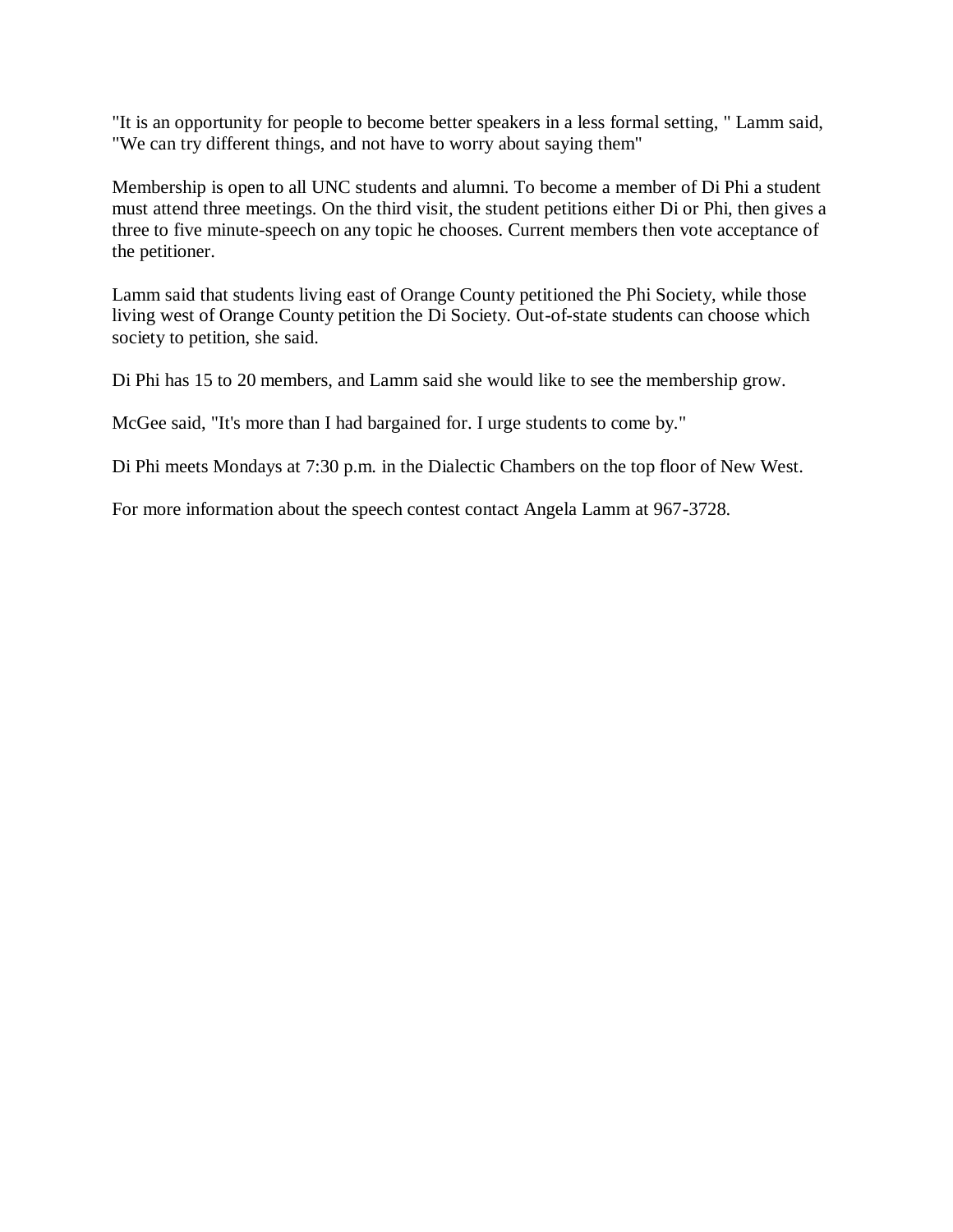"It is an opportunity for people to become better speakers in a less formal setting, " Lamm said, "We can try different things, and not have to worry about saying them"

Membership is open to all UNC students and alumni. To become a member of Di Phi a student must attend three meetings. On the third visit, the student petitions either Di or Phi, then gives a three to five minute-speech on any topic he chooses. Current members then vote acceptance of the petitioner.

Lamm said that students living east of Orange County petitioned the Phi Society, while those living west of Orange County petition the Di Society. Out-of-state students can choose which society to petition, she said.

Di Phi has 15 to 20 members, and Lamm said she would like to see the membership grow.

McGee said, "It's more than I had bargained for. I urge students to come by."

Di Phi meets Mondays at 7:30 p.m. in the Dialectic Chambers on the top floor of New West.

For more information about the speech contest contact Angela Lamm at 967-3728.